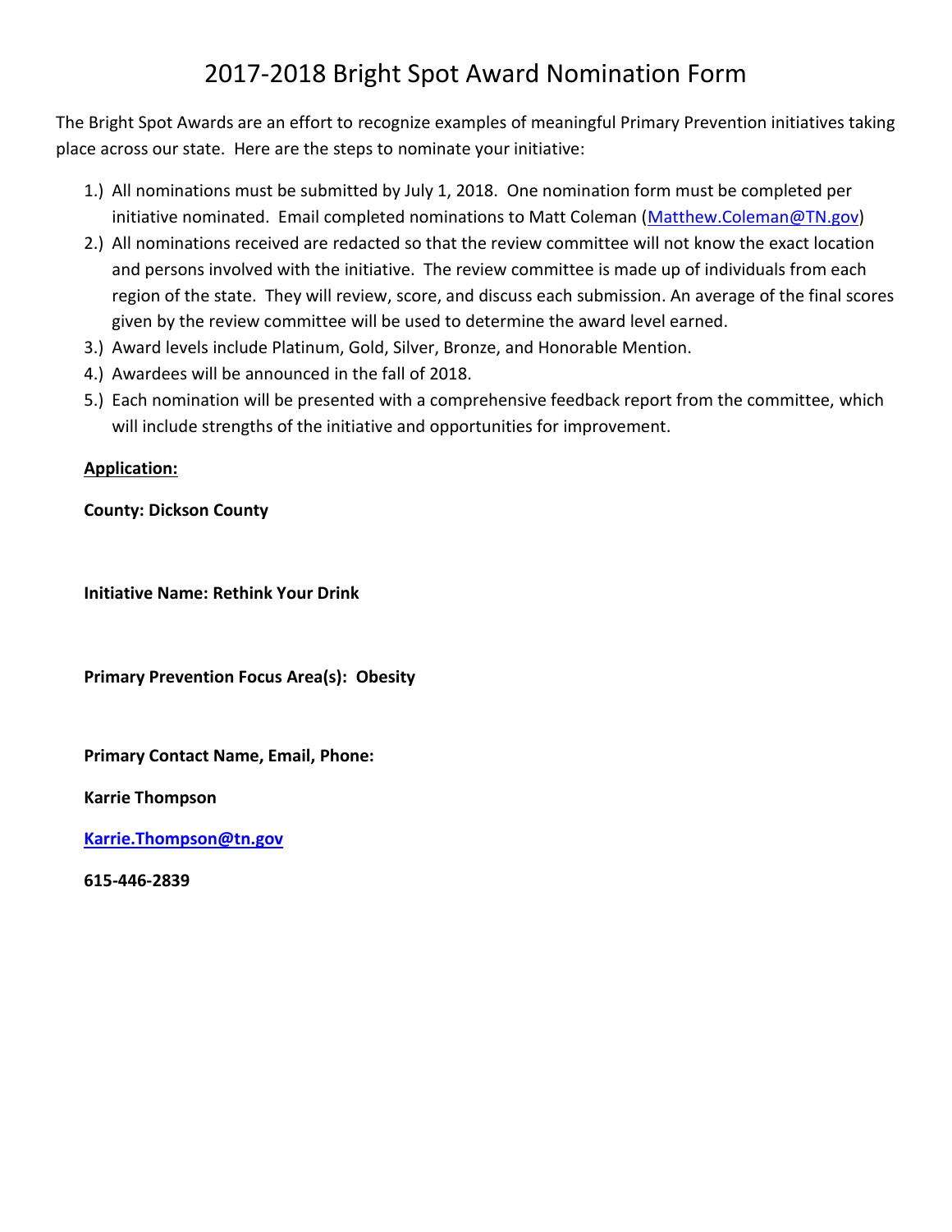# 2017-2018 Bright Spot Award Nomination Form

The Bright Spot Awards are an effort to recognize examples of meaningful Primary Prevention initiatives taking place across our state. Here are the steps to nominate your initiative:

1.) All nominations must be submitted by July 1, 2018. One nomination form must be completed per initiative nominated. Email completed nominations to Matt Coleman (Matthew.Coleman@TN.gov)
2.) All nominations received are redacted so that the review committee will not know the exact location and persons involved with the initiative. The review committee is made up of individuals from each region of the state. They will review, score, and discuss each submission. An average of the final scores given by the review committee will be used to determine the award level earned.
3.) Award levels include Platinum, Gold, Silver, Bronze, and Honorable Mention.
4.) Awardees will be announced in the fall of 2018.
5.) Each nomination will be presented with a comprehensive feedback report from the committee, which will include strengths of the initiative and opportunities for improvement.

**Application:**

**County: Dickson County**

**Initiative Name: Rethink Your Drink**

**Primary Prevention Focus Area(s): Obesity**

**Primary Contact Name, Email, Phone:**

**Karrie Thompson**

**Karrie.Thompson@tn.gov**

**615-446-2839**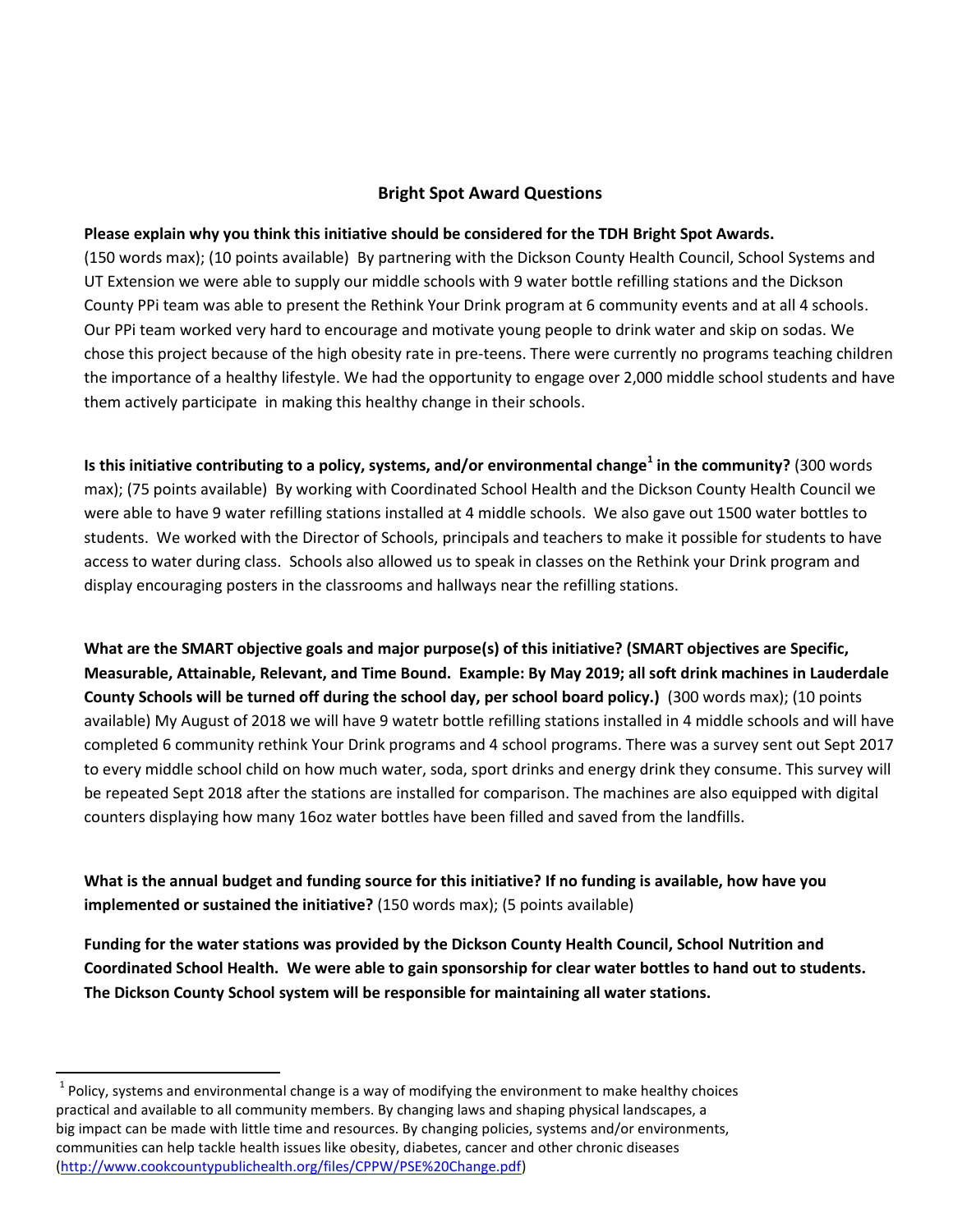### Bright Spot Award Questions

**Please explain why you think this initiative should be considered for the TDH Bright Spot Awards.** (150 words max); (10 points available) By partnering with the Dickson County Health Council, School Systems and UT Extension we were able to supply our middle schools with 9 water bottle refilling stations and the Dickson County PPi team was able to present the Rethink Your Drink program at 6 community events and at all 4 schools. Our PPi team worked very hard to encourage and motivate young people to drink water and skip on sodas. We chose this project because of the high obesity rate in pre-teens. There were currently no programs teaching children the importance of a healthy lifestyle. We had the opportunity to engage over 2,000 middle school students and have them actively participate in making this healthy change in their schools.

**Is this initiative contributing to a policy, systems, and/or environmental change[1] in the community?** (300 words max); (75 points available) By working with Coordinated School Health and the Dickson County Health Council we were able to have 9 water refilling stations installed at 4 middle schools. We also gave out 1500 water bottles to students. We worked with the Director of Schools, principals and teachers to make it possible for students to have access to water during class. Schools also allowed us to speak in classes on the Rethink your Drink program and display encouraging posters in the classrooms and hallways near the refilling stations.

**What are the SMART objective goals and major purpose(s) of this initiative? (SMART objectives are Specific, Measurable, Attainable, Relevant, and Time Bound. Example: By May 2019; all soft drink machines in Lauderdale County Schools will be turned off during the school day, per school board policy.)** (300 words max); (10 points available) My August of 2018 we will have 9 watetr bottle refilling stations installed in 4 middle schools and will have completed 6 community rethink Your Drink programs and 4 school programs. There was a survey sent out Sept 2017 to every middle school child on how much water, soda, sport drinks and energy drink they consume. This survey will be repeated Sept 2018 after the stations are installed for comparison. The machines are also equipped with digital counters displaying how many 16oz water bottles have been filled and saved from the landfills.

**What is the annual budget and funding source for this initiative? If no funding is available, how have you implemented or sustained the initiative?** (150 words max); (5 points available)

**Funding for the water stations was provided by the Dickson County Health Council, School Nutrition and Coordinated School Health. We were able to gain sponsorship for clear water bottles to hand out to students. The Dickson County School system will be responsible for maintaining all water stations.**

---

[1] Policy, systems and environmental change is a way of modifying the environment to make healthy choices practical and available to all community members. By changing laws and shaping physical landscapes, a big impact can be made with little time and resources. By changing policies, systems and/or environments, communities can help tackle health issues like obesity, diabetes, cancer and other chronic diseases (http://www.cookcountypublichealth.org/files/CPPW/PSE%20Change.pdf)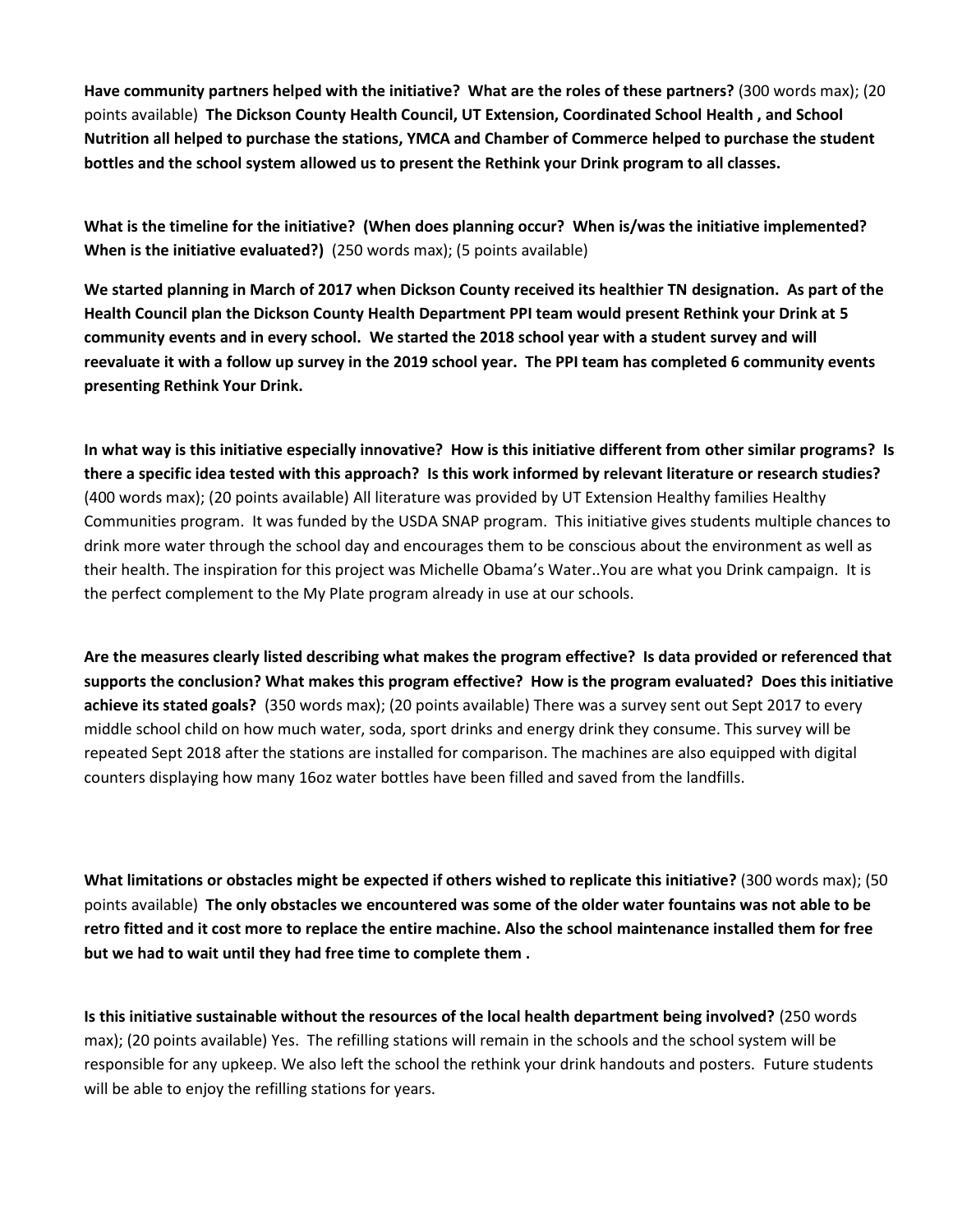**Have community partners helped with the initiative? What are the roles of these partners?** (300 words max); (20 points available) **The Dickson County Health Council, UT Extension, Coordinated School Health , and School Nutrition all helped to purchase the stations, YMCA and Chamber of Commerce helped to purchase the student bottles and the school system allowed us to present the Rethink your Drink program to all classes.**

**What is the timeline for the initiative? (When does planning occur? When is/was the initiative implemented? When is the initiative evaluated?)** (250 words max); (5 points available)

**We started planning in March of 2017 when Dickson County received its healthier TN designation. As part of the Health Council plan the Dickson County Health Department PPI team would present Rethink your Drink at 5 community events and in every school. We started the 2018 school year with a student survey and will reevaluate it with a follow up survey in the 2019 school year. The PPI team has completed 6 community events presenting Rethink Your Drink.**

**In what way is this initiative especially innovative? How is this initiative different from other similar programs? Is there a specific idea tested with this approach? Is this work informed by relevant literature or research studies?** (400 words max); (20 points available) All literature was provided by UT Extension Healthy families Healthy Communities program. It was funded by the USDA SNAP program. This initiative gives students multiple chances to drink more water through the school day and encourages them to be conscious about the environment as well as their health. The inspiration for this project was Michelle Obama's Water..You are what you Drink campaign. It is the perfect complement to the My Plate program already in use at our schools.

**Are the measures clearly listed describing what makes the program effective? Is data provided or referenced that supports the conclusion? What makes this program effective? How is the program evaluated? Does this initiative achieve its stated goals?** (350 words max); (20 points available) There was a survey sent out Sept 2017 to every middle school child on how much water, soda, sport drinks and energy drink they consume. This survey will be repeated Sept 2018 after the stations are installed for comparison. The machines are also equipped with digital counters displaying how many 16oz water bottles have been filled and saved from the landfills.

**What limitations or obstacles might be expected if others wished to replicate this initiative?** (300 words max); (50 points available) **The only obstacles we encountered was some of the older water fountains was not able to be retro fitted and it cost more to replace the entire machine. Also the school maintenance installed them for free but we had to wait until they had free time to complete them .**

**Is this initiative sustainable without the resources of the local health department being involved?** (250 words max); (20 points available) Yes. The refilling stations will remain in the schools and the school system will be responsible for any upkeep. We also left the school the rethink your drink handouts and posters. Future students will be able to enjoy the refilling stations for years.